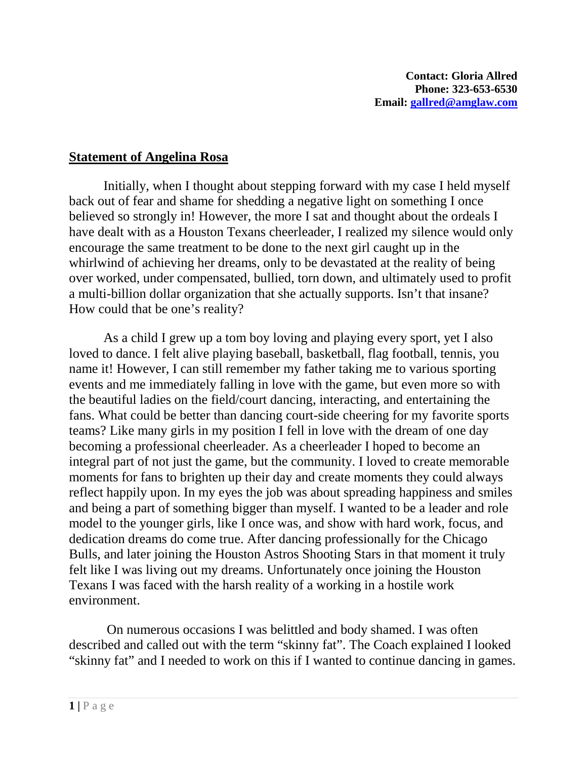**Contact: Gloria Allred**
**Phone: 323-653-6530**
**Email: gallred@amglaw.com**

## Statement of Angelina Rosa

Initially, when I thought about stepping forward with my case I held myself back out of fear and shame for shedding a negative light on something I once believed so strongly in! However, the more I sat and thought about the ordeals I have dealt with as a Houston Texans cheerleader, I realized my silence would only encourage the same treatment to be done to the next girl caught up in the whirlwind of achieving her dreams, only to be devastated at the reality of being over worked, under compensated, bullied, torn down, and ultimately used to profit a multi-billion dollar organization that she actually supports. Isn't that insane? How could that be one's reality?

As a child I grew up a tom boy loving and playing every sport, yet I also loved to dance. I felt alive playing baseball, basketball, flag football, tennis, you name it! However, I can still remember my father taking me to various sporting events and me immediately falling in love with the game, but even more so with the beautiful ladies on the field/court dancing, interacting, and entertaining the fans. What could be better than dancing court-side cheering for my favorite sports teams? Like many girls in my position I fell in love with the dream of one day becoming a professional cheerleader. As a cheerleader I hoped to become an integral part of not just the game, but the community. I loved to create memorable moments for fans to brighten up their day and create moments they could always reflect happily upon. In my eyes the job was about spreading happiness and smiles and being a part of something bigger than myself. I wanted to be a leader and role model to the younger girls, like I once was, and show with hard work, focus, and dedication dreams do come true. After dancing professionally for the Chicago Bulls, and later joining the Houston Astros Shooting Stars in that moment it truly felt like I was living out my dreams. Unfortunately once joining the Houston Texans I was faced with the harsh reality of a working in a hostile work environment.

On numerous occasions I was belittled and body shamed. I was often described and called out with the term "skinny fat". The Coach explained I looked "skinny fat" and I needed to work on this if I wanted to continue dancing in games.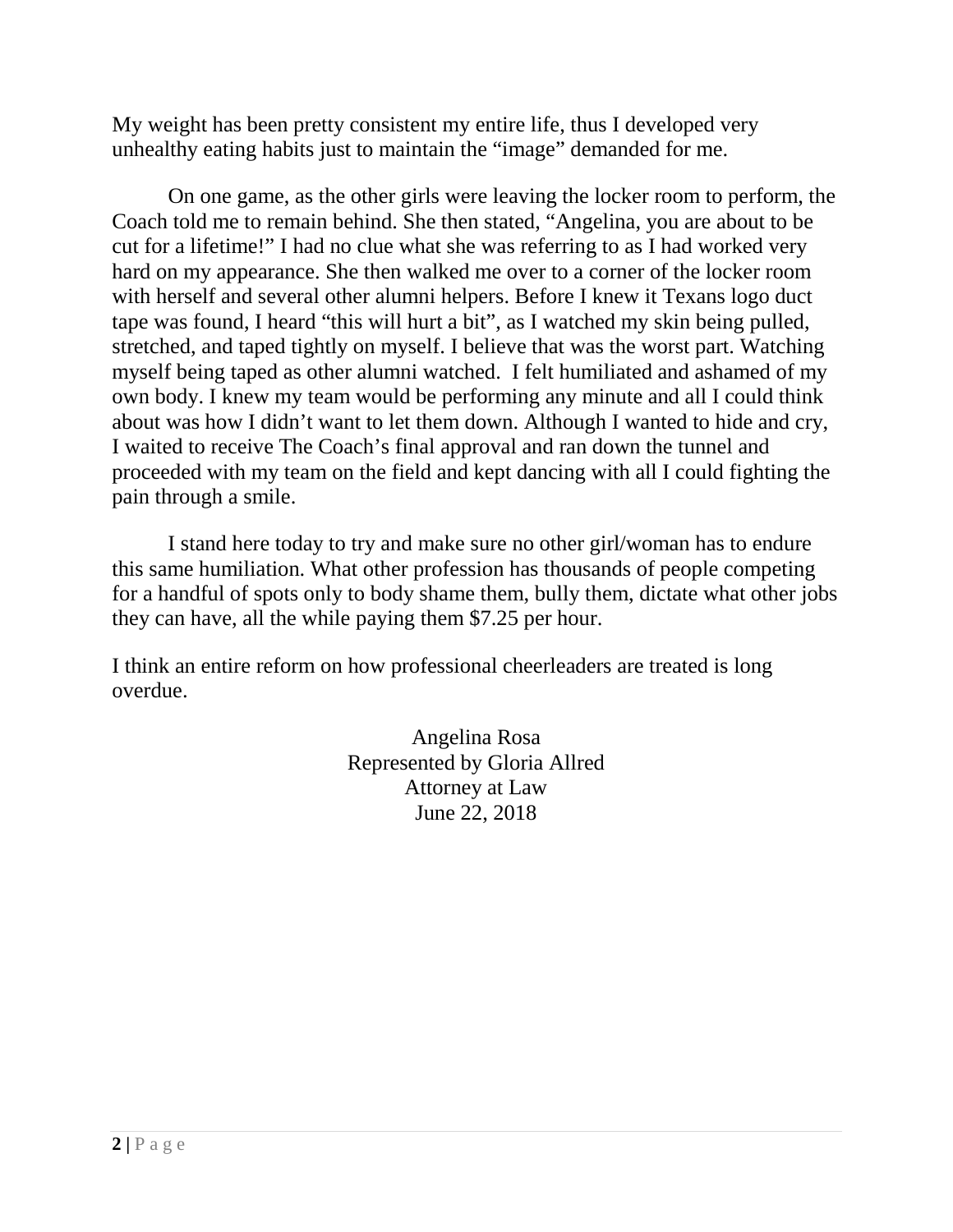My weight has been pretty consistent my entire life, thus I developed very unhealthy eating habits just to maintain the "image" demanded for me.

On one game, as the other girls were leaving the locker room to perform, the Coach told me to remain behind. She then stated, "Angelina, you are about to be cut for a lifetime!" I had no clue what she was referring to as I had worked very hard on my appearance. She then walked me over to a corner of the locker room with herself and several other alumni helpers. Before I knew it Texans logo duct tape was found, I heard "this will hurt a bit", as I watched my skin being pulled, stretched, and taped tightly on myself. I believe that was the worst part. Watching myself being taped as other alumni watched. I felt humiliated and ashamed of my own body. I knew my team would be performing any minute and all I could think about was how I didn't want to let them down. Although I wanted to hide and cry, I waited to receive The Coach's final approval and ran down the tunnel and proceeded with my team on the field and kept dancing with all I could fighting the pain through a smile.

I stand here today to try and make sure no other girl/woman has to endure this same humiliation. What other profession has thousands of people competing for a handful of spots only to body shame them, bully them, dictate what other jobs they can have, all the while paying them $7.25 per hour.

I think an entire reform on how professional cheerleaders are treated is long overdue.

Angelina Rosa
Represented by Gloria Allred
Attorney at Law
June 22, 2018